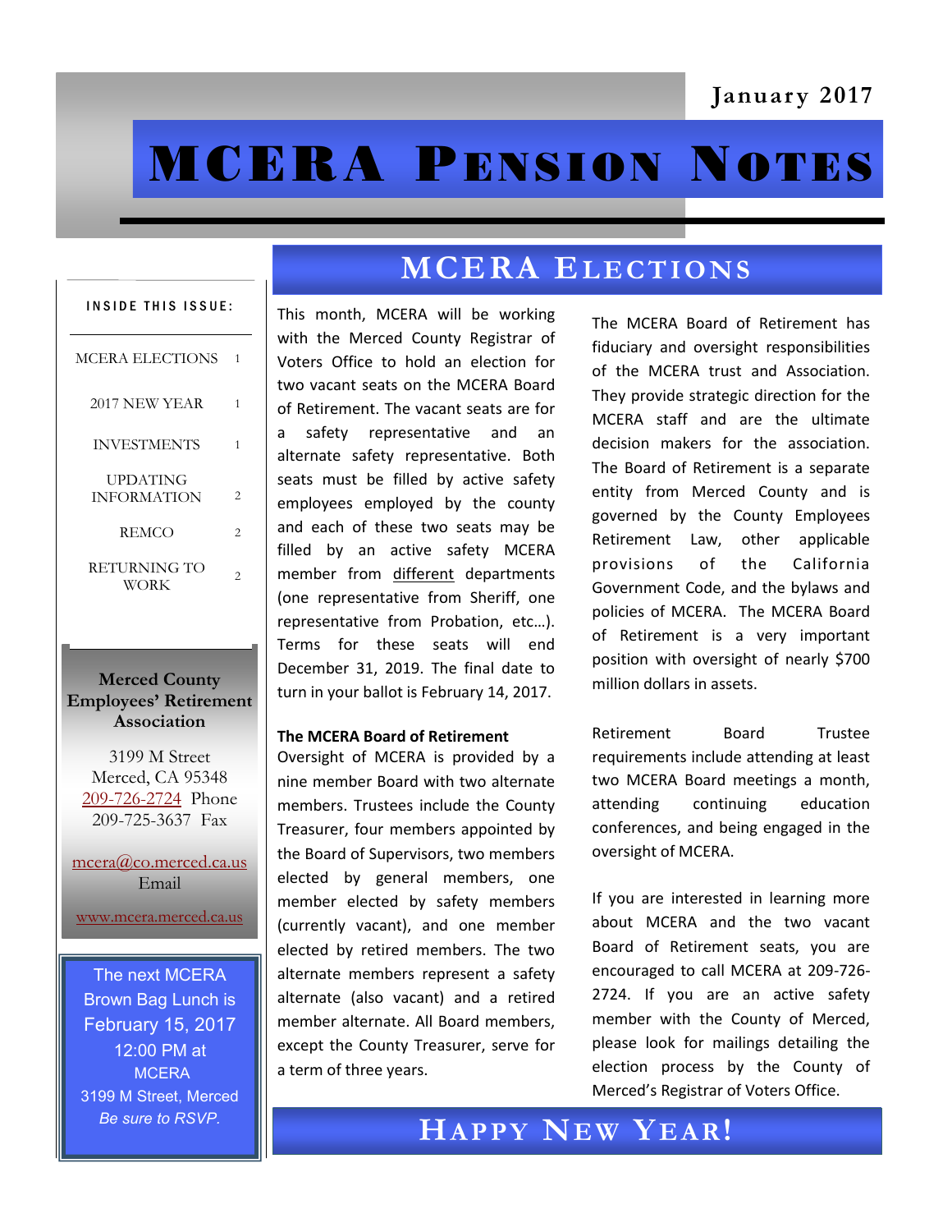January 2017

# MCERA Pension Notes

**INSIDE THIS ISSUE:**

| | |
|---|---|
| MCERA ELECTIONS | 1 |
| 2017 NEW YEAR | 1 |
| INVESTMENTS | 1 |
| UPDATING INFORMATION | 2 |
| REMCO | 2 |
| RETURNING TO WORK | 2 |

**Merced County Employees' Retirement Association**

3199 M Street
Merced, CA 95348
209-726-2724 Phone
209-725-3637 Fax

mcera@co.merced.ca.us
Email

www.mcera.merced.ca.us

The next MCERA Brown Bag Lunch is February 15, 2017
12:00 PM at
MCERA
3199 M Street, Merced
*Be sure to RSVP.*

## MCERA Elections

This month, MCERA will be working with the Merced County Registrar of Voters Office to hold an election for two vacant seats on the MCERA Board of Retirement. The vacant seats are for a safety representative and an alternate safety representative. Both seats must be filled by active safety employees employed by the county and each of these two seats may be filled by an active safety MCERA member from different departments (one representative from Sheriff, one representative from Probation, etc…). Terms for these seats will end December 31, 2019. The final date to turn in your ballot is February 14, 2017.

**The MCERA Board of Retirement**

Oversight of MCERA is provided by a nine member Board with two alternate members. Trustees include the County Treasurer, four members appointed by the Board of Supervisors, two members elected by general members, one member elected by safety members (currently vacant), and one member elected by retired members. The two alternate members represent a safety alternate (also vacant) and a retired member alternate. All Board members, except the County Treasurer, serve for a term of three years.

The MCERA Board of Retirement has fiduciary and oversight responsibilities of the MCERA trust and Association. They provide strategic direction for the MCERA staff and are the ultimate decision makers for the association. The Board of Retirement is a separate entity from Merced County and is governed by the County Employees Retirement Law, other applicable provisions of the California Government Code, and the bylaws and policies of MCERA. The MCERA Board of Retirement is a very important position with oversight of nearly $700 million dollars in assets.

Retirement Board Trustee requirements include attending at least two MCERA Board meetings a month, attending continuing education conferences, and being engaged in the oversight of MCERA.

If you are interested in learning more about MCERA and the two vacant Board of Retirement seats, you are encouraged to call MCERA at 209-726-2724. If you are an active safety member with the County of Merced, please look for mailings detailing the election process by the County of Merced's Registrar of Voters Office.

## Happy New Year!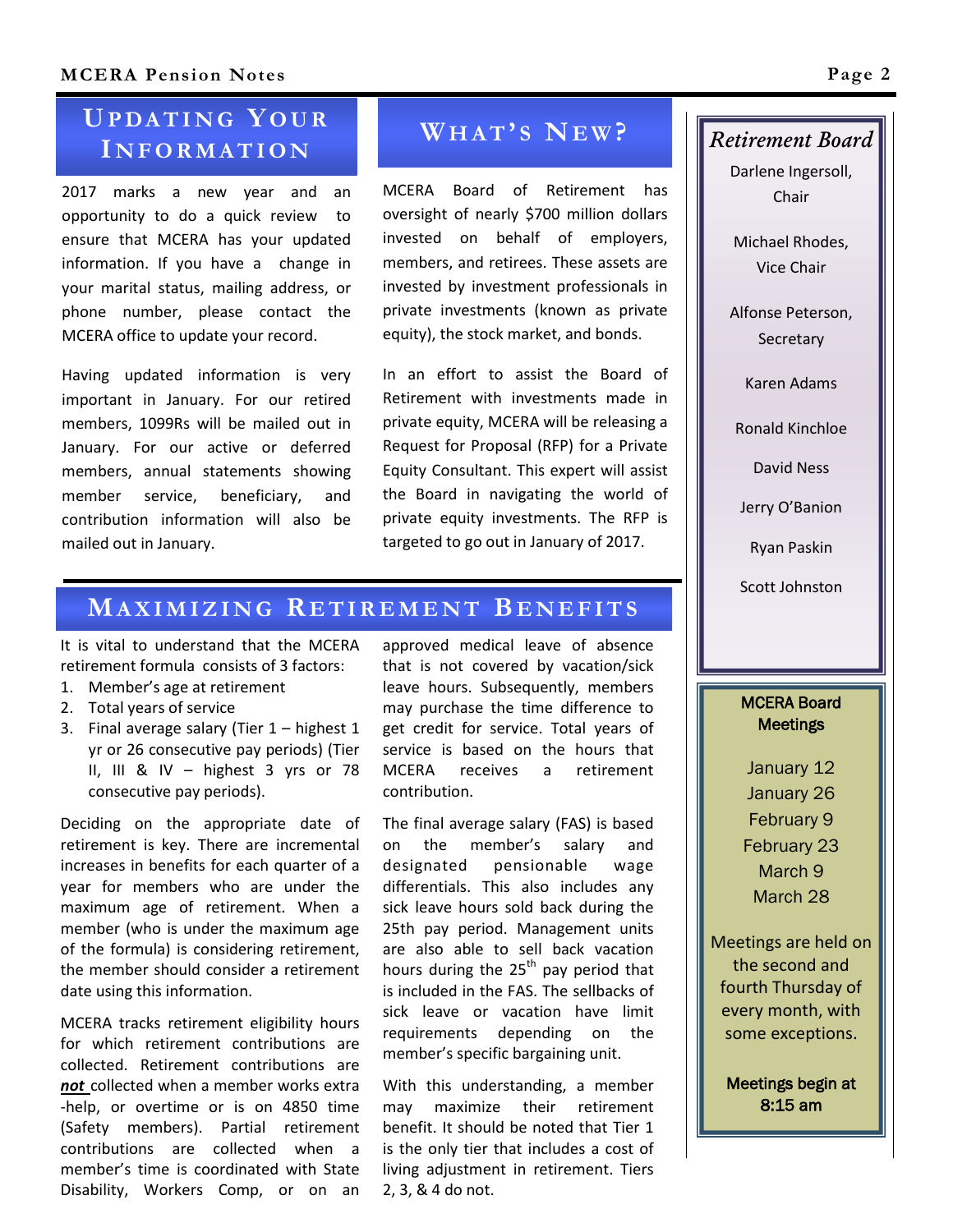## Updating Your Information

2017 marks a new year and an opportunity to do a quick review to ensure that MCERA has your updated information. If you have a change in your marital status, mailing address, or phone number, please contact the MCERA office to update your record.

Having updated information is very important in January. For our retired members, 1099Rs will be mailed out in January. For our active or deferred members, annual statements showing member service, beneficiary, and contribution information will also be mailed out in January.

## What's New?

MCERA Board of Retirement has oversight of nearly $700 million dollars invested on behalf of employers, members, and retirees. These assets are invested by investment professionals in private investments (known as private equity), the stock market, and bonds.

In an effort to assist the Board of Retirement with investments made in private equity, MCERA will be releasing a Request for Proposal (RFP) for a Private Equity Consultant. This expert will assist the Board in navigating the world of private equity investments. The RFP is targeted to go out in January of 2017.

## Maximizing Retirement Benefits

It is vital to understand that the MCERA retirement formula consists of 3 factors:

1. Member's age at retirement
2. Total years of service
3. Final average salary (Tier 1 – highest 1 yr or 26 consecutive pay periods) (Tier II, III & IV – highest 3 yrs or 78 consecutive pay periods).

Deciding on the appropriate date of retirement is key. There are incremental increases in benefits for each quarter of a year for members who are under the maximum age of retirement. When a member (who is under the maximum age of the formula) is considering retirement, the member should consider a retirement date using this information.

MCERA tracks retirement eligibility hours for which retirement contributions are collected. Retirement contributions are ***not*** collected when a member works extra-help, or overtime or is on 4850 time (Safety members). Partial retirement contributions are collected when a member's time is coordinated with State Disability, Workers Comp, or on an approved medical leave of absence that is not covered by vacation/sick leave hours. Subsequently, members may purchase the time difference to get credit for service. Total years of service is based on the hours that MCERA receives a retirement contribution.

The final average salary (FAS) is based on the member's salary and designated pensionable wage differentials. This also includes any sick leave hours sold back during the 25th pay period. Management units are also able to sell back vacation hours during the 25th pay period that is included in the FAS. The sellbacks of sick leave or vacation have limit requirements depending on the member's specific bargaining unit.

With this understanding, a member may maximize their retirement benefit. It should be noted that Tier 1 is the only tier that includes a cost of living adjustment in retirement. Tiers 2, 3, & 4 do not.

### *Retirement Board*

Darlene Ingersoll, Chair

Michael Rhodes, Vice Chair

Alfonse Peterson, Secretary

Karen Adams

Ronald Kinchloe

David Ness

Jerry O'Banion

Ryan Paskin

Scott Johnston

### MCERA Board Meetings

January 12
January 26
February 9
February 23
March 9
March 28

Meetings are held on the second and fourth Thursday of every month, with some exceptions.

**Meetings begin at 8:15 am**